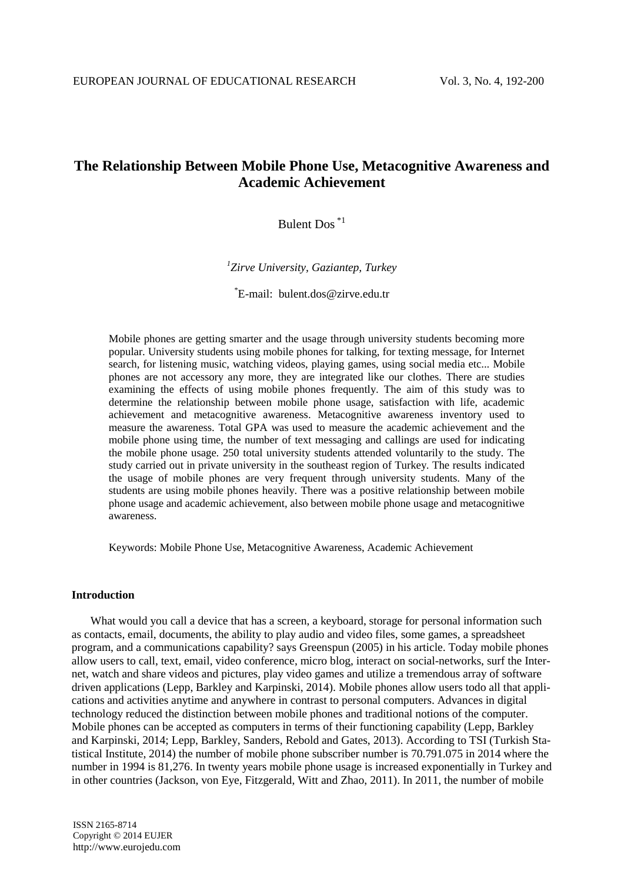# The Relationship Between Mobile Phone Use, Metacognitive Awareness and Academic Achievement

Bulent Dos [*1]

[1]*Zirve University, Gaziantep, Turkey*

[*]E-mail: bulent.dos@zirve.edu.tr

Mobile phones are getting smarter and the usage through university students becoming more popular. University students using mobile phones for talking, for texting message, for Internet search, for listening music, watching videos, playing games, using social media etc... Mobile phones are not accessory any more, they are integrated like our clothes. There are studies examining the effects of using mobile phones frequently. The aim of this study was to determine the relationship between mobile phone usage, satisfaction with life, academic achievement and metacognitive awareness. Metacognitive awareness inventory used to measure the awareness. Total GPA was used to measure the academic achievement and the mobile phone using time, the number of text messaging and callings are used for indicating the mobile phone usage. 250 total university students attended voluntarily to the study. The study carried out in private university in the southeast region of Turkey. The results indicated the usage of mobile phones are very frequent through university students. Many of the students are using mobile phones heavily. There was a positive relationship between mobile phone usage and academic achievement, also between mobile phone usage and metacognitiwe awareness.

Keywords: Mobile Phone Use, Metacognitive Awareness, Academic Achievement

## Introduction

What would you call a device that has a screen, a keyboard, storage for personal information such as contacts, email, documents, the ability to play audio and video files, some games, a spreadsheet program, and a communications capability? says Greenspun (2005) in his article. Today mobile phones allow users to call, text, email, video conference, micro blog, interact on social-networks, surf the Internet, watch and share videos and pictures, play video games and utilize a tremendous array of software driven applications (Lepp, Barkley and Karpinski, 2014). Mobile phones allow users todo all that applications and activities anytime and anywhere in contrast to personal computers. Advances in digital technology reduced the distinction between mobile phones and traditional notions of the computer. Mobile phones can be accepted as computers in terms of their functioning capability (Lepp, Barkley and Karpinski, 2014; Lepp, Barkley, Sanders, Rebold and Gates, 2013). According to TSI (Turkish Statistical Institute, 2014) the number of mobile phone subscriber number is 70.791.075 in 2014 where the number in 1994 is 81,276. In twenty years mobile phone usage is increased exponentially in Turkey and in other countries (Jackson, von Eye, Fitzgerald, Witt and Zhao, 2011). In 2011, the number of mobile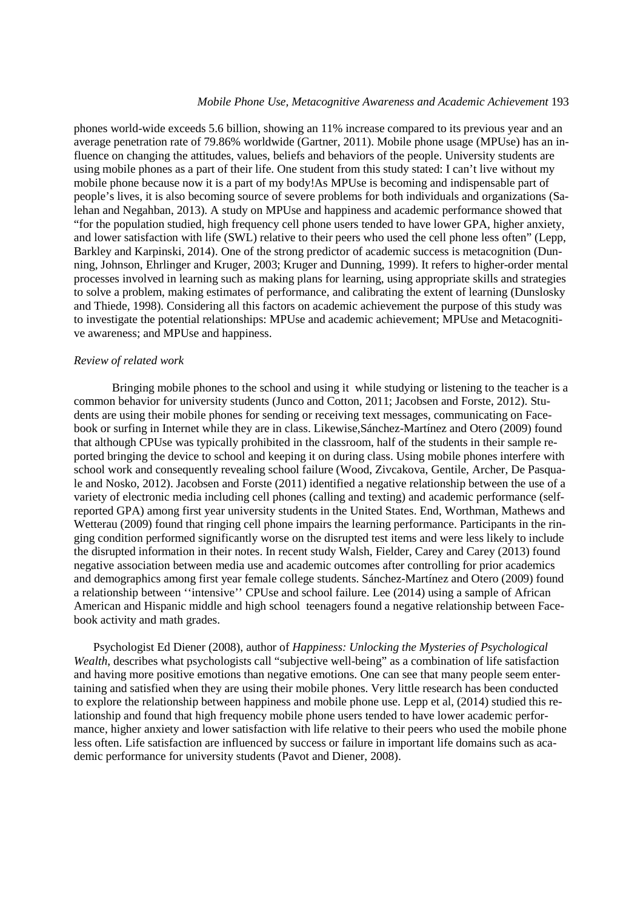phones world-wide exceeds 5.6 billion, showing an 11% increase compared to its previous year and an average penetration rate of 79.86% worldwide (Gartner, 2011). Mobile phone usage (MPUse) has an influence on changing the attitudes, values, beliefs and behaviors of the people. University students are using mobile phones as a part of their life. One student from this study stated: I can't live without my mobile phone because now it is a part of my body!As MPUse is becoming and indispensable part of people's lives, it is also becoming source of severe problems for both individuals and organizations (Salehan and Negahban, 2013). A study on MPUse and happiness and academic performance showed that "for the population studied, high frequency cell phone users tended to have lower GPA, higher anxiety, and lower satisfaction with life (SWL) relative to their peers who used the cell phone less often" (Lepp, Barkley and Karpinski, 2014). One of the strong predictor of academic success is metacognition (Dunning, Johnson, Ehrlinger and Kruger, 2003; Kruger and Dunning, 1999). It refers to higher-order mental processes involved in learning such as making plans for learning, using appropriate skills and strategies to solve a problem, making estimates of performance, and calibrating the extent of learning (Dunslosky and Thiede, 1998). Considering all this factors on academic achievement the purpose of this study was to investigate the potential relationships: MPUse and academic achievement; MPUse and Metacognitive awareness; and MPUse and happiness.

*Review of related work*

Bringing mobile phones to the school and using it while studying or listening to the teacher is a common behavior for university students (Junco and Cotton, 2011; Jacobsen and Forste, 2012). Students are using their mobile phones for sending or receiving text messages, communicating on Facebook or surfing in Internet while they are in class. Likewise,Sánchez-Martínez and Otero (2009) found that although CPUse was typically prohibited in the classroom, half of the students in their sample reported bringing the device to school and keeping it on during class. Using mobile phones interfere with school work and consequently revealing school failure (Wood, Zivcakova, Gentile, Archer, De Pasquale and Nosko, 2012). Jacobsen and Forste (2011) identified a negative relationship between the use of a variety of electronic media including cell phones (calling and texting) and academic performance (self-reported GPA) among first year university students in the United States. End, Worthman, Mathews and Wetterau (2009) found that ringing cell phone impairs the learning performance. Participants in the ringing condition performed significantly worse on the disrupted test items and were less likely to include the disrupted information in their notes. In recent study Walsh, Fielder, Carey and Carey (2013) found negative association between media use and academic outcomes after controlling for prior academics and demographics among first year female college students. Sánchez-Martínez and Otero (2009) found a relationship between ''intensive'' CPUse and school failure. Lee (2014) using a sample of African American and Hispanic middle and high school teenagers found a negative relationship between Facebook activity and math grades.

Psychologist Ed Diener (2008), author of *Happiness: Unlocking the Mysteries of Psychological Wealth*, describes what psychologists call "subjective well-being" as a combination of life satisfaction and having more positive emotions than negative emotions. One can see that many people seem entertaining and satisfied when they are using their mobile phones. Very little research has been conducted to explore the relationship between happiness and mobile phone use. Lepp et al, (2014) studied this relationship and found that high frequency mobile phone users tended to have lower academic performance, higher anxiety and lower satisfaction with life relative to their peers who used the mobile phone less often. Life satisfaction are influenced by success or failure in important life domains such as academic performance for university students (Pavot and Diener, 2008).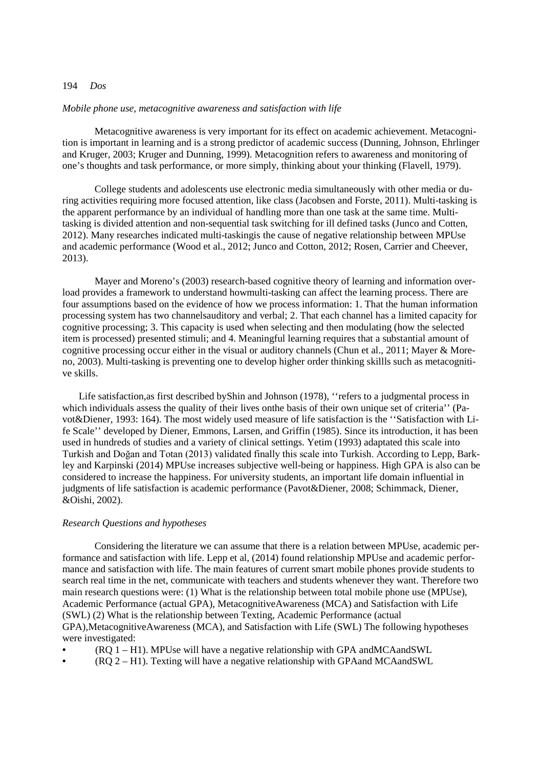*Mobile phone use, metacognitive awareness and satisfaction with life*

Metacognitive awareness is very important for its effect on academic achievement. Metacognition is important in learning and is a strong predictor of academic success (Dunning, Johnson, Ehrlinger and Kruger, 2003; Kruger and Dunning, 1999). Metacognition refers to awareness and monitoring of one's thoughts and task performance, or more simply, thinking about your thinking (Flavell, 1979).

College students and adolescents use electronic media simultaneously with other media or during activities requiring more focused attention, like class (Jacobsen and Forste, 2011). Multi-tasking is the apparent performance by an individual of handling more than one task at the same time. Multi-tasking is divided attention and non-sequential task switching for ill defined tasks (Junco and Cotten, 2012). Many researches indicated multi-taskingis the cause of negative relationship between MPUse and academic performance (Wood et al., 2012; Junco and Cotton, 2012; Rosen, Carrier and Cheever, 2013).

Mayer and Moreno's (2003) research-based cognitive theory of learning and information overload provides a framework to understand howmulti-tasking can affect the learning process. There are four assumptions based on the evidence of how we process information: 1. That the human information processing system has two channelsauditory and verbal; 2. That each channel has a limited capacity for cognitive processing; 3. This capacity is used when selecting and then modulating (how the selected item is processed) presented stimuli; and 4. Meaningful learning requires that a substantial amount of cognitive processing occur either in the visual or auditory channels (Chun et al., 2011; Mayer & Moreno, 2003). Multi-tasking is preventing one to develop higher order thinking skillls such as metacognitive skills.

Life satisfaction,as first described byShin and Johnson (1978), ''refers to a judgmental process in which individuals assess the quality of their lives onthe basis of their own unique set of criteria'' (Pavot&Diener, 1993: 164). The most widely used measure of life satisfaction is the ''Satisfaction with Life Scale'' developed by Diener, Emmons, Larsen, and Griffin (1985). Since its introduction, it has been used in hundreds of studies and a variety of clinical settings. Yetim (1993) adaptated this scale into Turkish and Doğan and Totan (2013) validated finally this scale into Turkish. According to Lepp, Barkley and Karpinski (2014) MPUse increases subjective well-being or happiness. High GPA is also can be considered to increase the happiness. For university students, an important life domain influential in judgments of life satisfaction is academic performance (Pavot&Diener, 2008; Schimmack, Diener, &Oishi, 2002).

*Research Questions and hypotheses*

Considering the literature we can assume that there is a relation between MPUse, academic performance and satisfaction with life. Lepp et al, (2014) found relationship MPUse and academic performance and satisfaction with life. The main features of current smart mobile phones provide students to search real time in the net, communicate with teachers and students whenever they want. Therefore two main research questions were: (1) What is the relationship between total mobile phone use (MPUse), Academic Performance (actual GPA), MetacognitiveAwareness (MCA) and Satisfaction with Life (SWL) (2) What is the relationship between Texting, Academic Performance (actual GPA),MetacognitiveAwareness (MCA), and Satisfaction with Life (SWL) The following hypotheses were investigated:

- (RQ 1 – H1). MPUse will have a negative relationship with GPA andMCAandSWL
- (RQ 2 – H1). Texting will have a negative relationship with GPAand MCAandSWL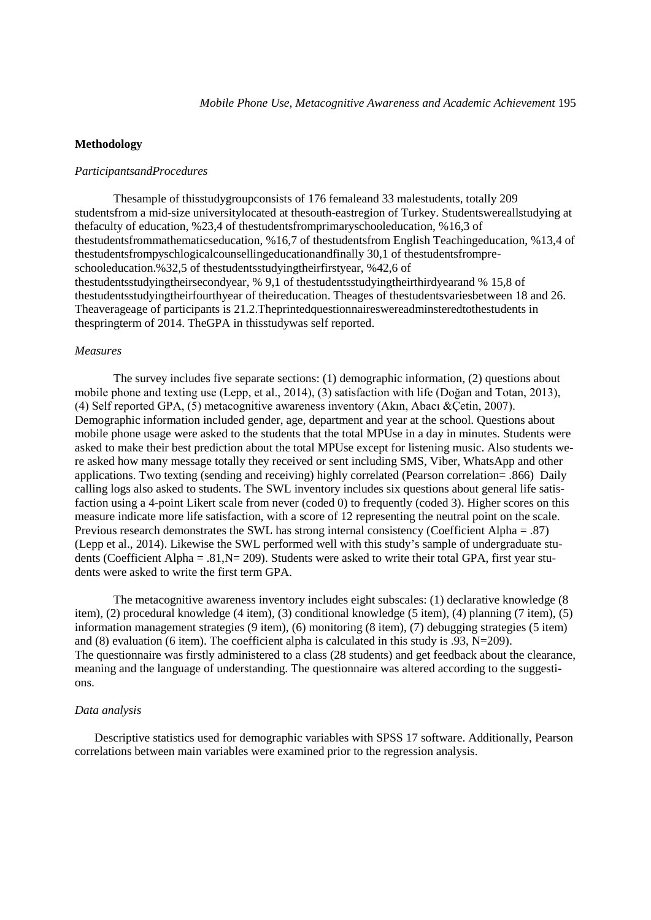## Methodology

### *ParticipantsandProcedures*

Thesample of thisstudygroupconsists of 176 femaleand 33 malestudents, totally 209 studentsfrom a mid-size universitylocated at thesouth-eastregion of Turkey. Studentswereallstudying at thefaculty of education, %23,4 of thestudentsfromprimaryschooleducation, %16,3 of thestudentsfrommathematicseducation, %16,7 of thestudentsfrom English Teachingeducation, %13,4 of thestudentsfrompyschlogicalcounsellingeducationandfinally 30,1 of thestudentsfrompre-schooleducation.%32,5 of thestudentsstudyingtheirfirstyear, %42,6 of thestudentsstudyingtheirsecondyear, % 9,1 of thestudentsstudyingtheirthirdyearand % 15,8 of thestudentsstudyingtheirfourthyear of theireducation. Theages of thestudentsvariesbetween 18 and 26. Theaverageage of participants is 21.2.Theprintedquestionnaireswereadminsteredtothestudents in thespringterm of 2014. TheGPA in thisstudywas self reported.

### *Measures*

The survey includes five separate sections: (1) demographic information, (2) questions about mobile phone and texting use (Lepp, et al., 2014), (3) satisfaction with life (Doğan and Totan, 2013), (4) Self reported GPA, (5) metacognitive awareness inventory (Akın, Abacı &Çetin, 2007). Demographic information included gender, age, department and year at the school. Questions about mobile phone usage were asked to the students that the total MPUse in a day in minutes. Students were asked to make their best prediction about the total MPUse except for listening music. Also students were asked how many message totally they received or sent including SMS, Viber, WhatsApp and other applications. Two texting (sending and receiving) highly correlated (Pearson correlation= .866) Daily calling logs also asked to students. The SWL inventory includes six questions about general life satisfaction using a 4-point Likert scale from never (coded 0) to frequently (coded 3). Higher scores on this measure indicate more life satisfaction, with a score of 12 representing the neutral point on the scale. Previous research demonstrates the SWL has strong internal consistency (Coefficient Alpha = .87) (Lepp et al., 2014). Likewise the SWL performed well with this study's sample of undergraduate students (Coefficient Alpha = .81,N= 209). Students were asked to write their total GPA, first year students were asked to write the first term GPA.

The metacognitive awareness inventory includes eight subscales: (1) declarative knowledge (8 item), (2) procedural knowledge (4 item), (3) conditional knowledge (5 item), (4) planning (7 item), (5) information management strategies (9 item), (6) monitoring (8 item), (7) debugging strategies (5 item) and (8) evaluation (6 item). The coefficient alpha is calculated in this study is .93, N=209). The questionnaire was firstly administered to a class (28 students) and get feedback about the clearance, meaning and the language of understanding. The questionnaire was altered according to the suggestions.

### *Data analysis*

Descriptive statistics used for demographic variables with SPSS 17 software. Additionally, Pearson correlations between main variables were examined prior to the regression analysis.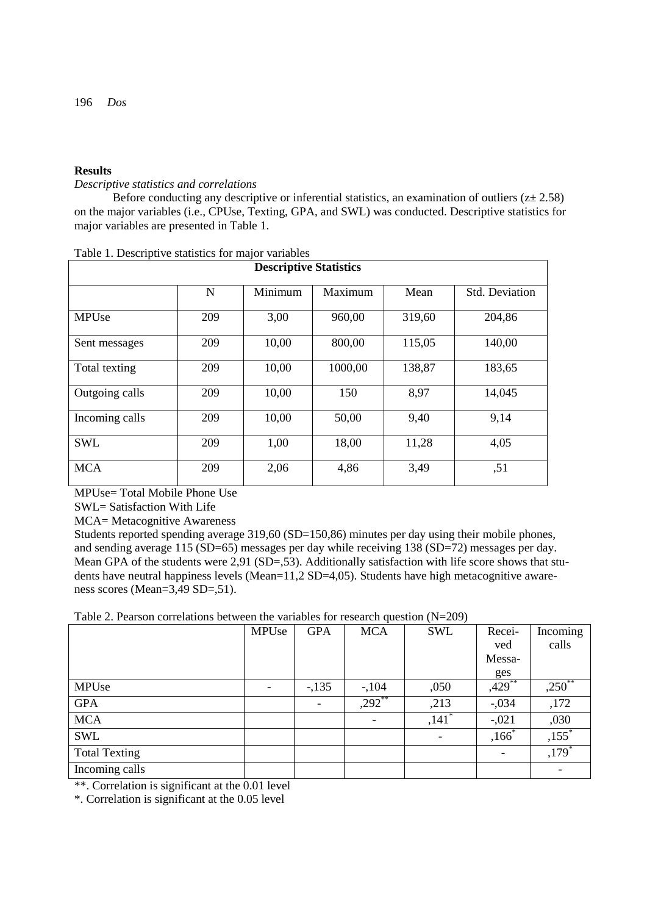**Results**

*Descriptive statistics and correlations*

Before conducting any descriptive or inferential statistics, an examination of outliers ($z\pm$ 2.58) on the major variables (i.e., CPUse, Texting, GPA, and SWL) was conducted. Descriptive statistics for major variables are presented in Table 1.

Table 1. Descriptive statistics for major variables

| Descriptive Statistics | | | | | |
|---|---|---|---|---|---|
| | N | Minimum | Maximum | Mean | Std. Deviation |
| MPUse | 209 | 3,00 | 960,00 | 319,60 | 204,86 |
| Sent messages | 209 | 10,00 | 800,00 | 115,05 | 140,00 |
| Total texting | 209 | 10,00 | 1000,00 | 138,87 | 183,65 |
| Outgoing calls | 209 | 10,00 | 150 | 8,97 | 14,045 |
| Incoming calls | 209 | 10,00 | 50,00 | 9,40 | 9,14 |
| SWL | 209 | 1,00 | 18,00 | 11,28 | 4,05 |
| MCA | 209 | 2,06 | 4,86 | 3,49 | ,51 |

MPUse= Total Mobile Phone Use
SWL= Satisfaction With Life
MCA= Metacognitive Awareness

Students reported spending average 319,60 (SD=150,86) minutes per day using their mobile phones, and sending average 115 (SD=65) messages per day while receiving 138 (SD=72) messages per day. Mean GPA of the students were 2,91 (SD=,53). Additionally satisfaction with life score shows that students have neutral happiness levels (Mean=11,2 SD=4,05). Students have high metacognitive awareness scores (Mean=3,49 SD=,51).

Table 2. Pearson correlations between the variables for research question (N=209)

| | MPUse | GPA | MCA | SWL | Received Messages | Incoming calls |
|---|---|---|---|---|---|---|
| MPUse | - | -,135 | -,104 | ,050 | ,429** | ,250** |
| GPA | | - | ,292** | ,213 | -,034 | ,172 |
| MCA | | | - | ,141* | -,021 | ,030 |
| SWL | | | | - | ,166* | ,155* |
| Total Texting | | | | | - | ,179* |
| Incoming calls | | | | | | - |

**. Correlation is significant at the 0.01 level

*. Correlation is significant at the 0.05 level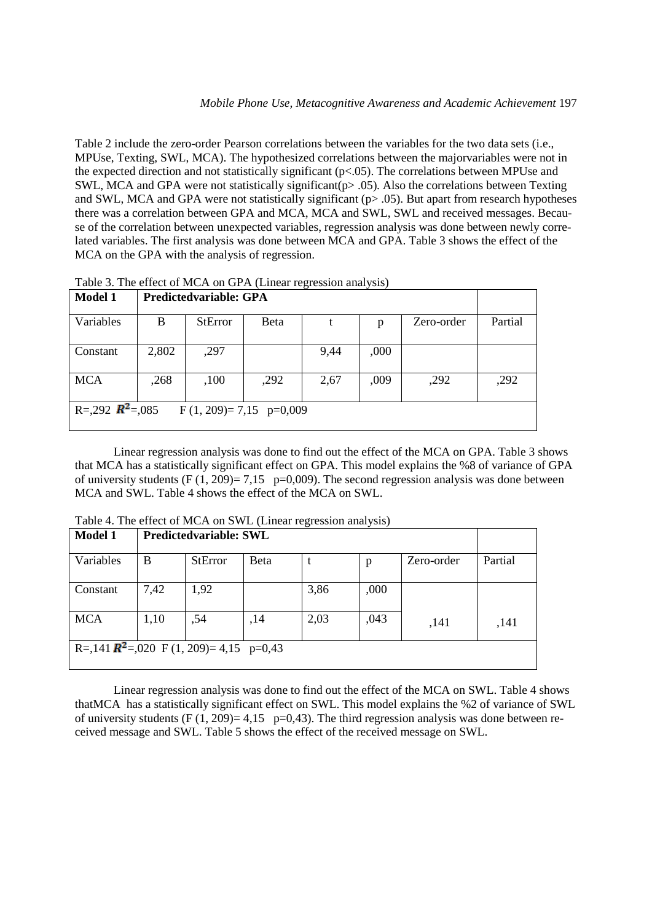Table 2 include the zero-order Pearson correlations between the variables for the two data sets (i.e., MPUse, Texting, SWL, MCA). The hypothesized correlations between the majorvariables were not in the expected direction and not statistically significant ($p<.05$). The correlations between MPUse and SWL, MCA and GPA were not statistically significant($p> .05$). Also the correlations between Texting and SWL, MCA and GPA were not statistically significant ($p> .05$). But apart from research hypotheses there was a correlation between GPA and MCA, MCA and SWL, SWL and received messages. Because of the correlation between unexpected variables, regression analysis was done between newly correlated variables. The first analysis was done between MCA and GPA. Table 3 shows the effect of the MCA on the GPA with the analysis of regression.

Table 3. The effect of MCA on GPA (Linear regression analysis)

| **Model 1** | **Predictedvariable: GPA** | | | | | | |
|---|---|---|---|---|---|---|---|
| Variables | B | StError | Beta | t | p | Zero-order | Partial |
| Constant | 2,802 | ,297 | | 9,44 | ,000 | | |
| MCA | ,268 | ,100 | ,292 | 2,67 | ,009 | ,292 | ,292 |
| R=,292 $R^2$=,085 F (1, 209)= 7,15 p=0,009 | | | | | | | |

Linear regression analysis was done to find out the effect of the MCA on GPA. Table 3 shows that MCA has a statistically significant effect on GPA. This model explains the %8 of variance of GPA of university students (F (1, 209)= 7,15 p=0,009). The second regression analysis was done between MCA and SWL. Table 4 shows the effect of the MCA on SWL.

Table 4. The effect of MCA on SWL (Linear regression analysis)

| **Model 1** | **Predictedvariable: SWL** | | | | | | |
|---|---|---|---|---|---|---|---|
| Variables | B | StError | Beta | t | p | Zero-order | Partial |
| Constant | 7,42 | 1,92 | | 3,86 | ,000 | | |
| MCA | 1,10 | ,54 | ,14 | 2,03 | ,043 | ,141 | ,141 |
| R=,141 $R^2$=,020 F (1, 209)= 4,15 p=0,43 | | | | | | | |

Linear regression analysis was done to find out the effect of the MCA on SWL. Table 4 shows thatMCA has a statistically significant effect on SWL. This model explains the %2 of variance of SWL of university students (F (1, 209)= 4,15 p=0,43). The third regression analysis was done between received message and SWL. Table 5 shows the effect of the received message on SWL.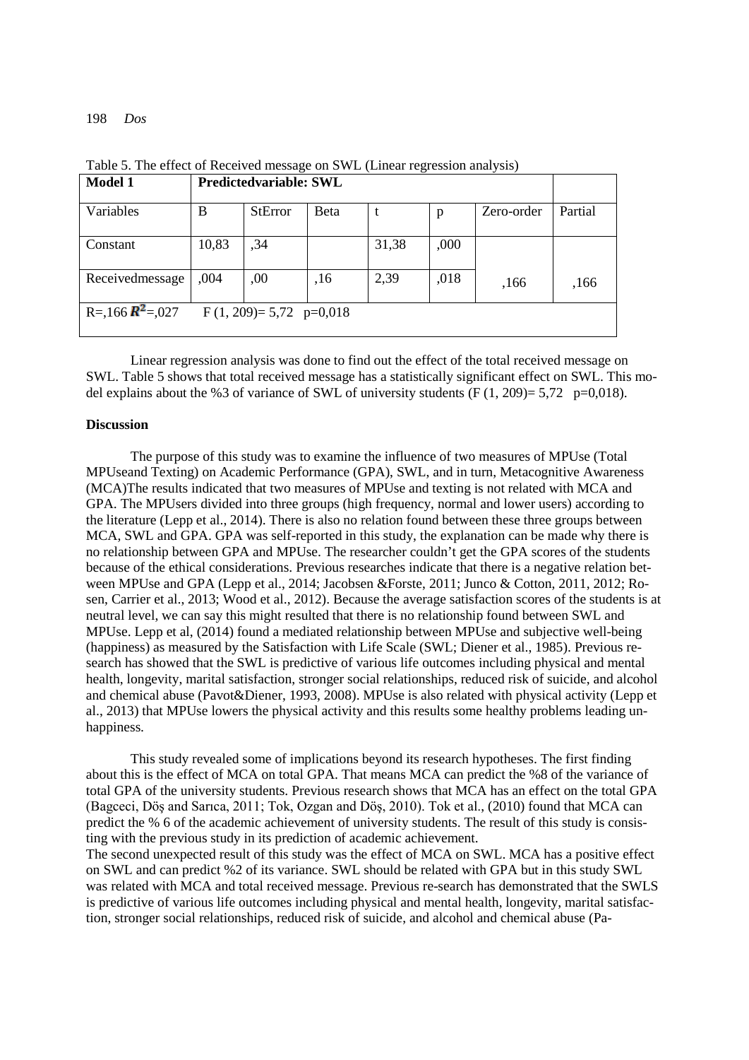Table 5. The effect of Received message on SWL (Linear regression analysis)

| Model 1 | Predictedvariable: SWL | | | | | | |
|---|---|---|---|---|---|---|---|
| Variables | B | StError | Beta | t | p | Zero-order | Partial |
| Constant | 10,83 | ,34 | | 31,38 | ,000 | | |
| Receivedmessage | ,004 | ,00 | ,16 | 2,39 | ,018 | ,166 | ,166 |
| R=,166 $R^2$=,027 | F (1, 209)= 5,72 p=0,018 | | | | | | |

Linear regression analysis was done to find out the effect of the total received message on SWL. Table 5 shows that total received message has a statistically significant effect on SWL. This model explains about the %3 of variance of SWL of university students (F (1, 209)= 5,72 p=0,018).

### Discussion

The purpose of this study was to examine the influence of two measures of MPUse (Total MPUseand Texting) on Academic Performance (GPA), SWL, and in turn, Metacognitive Awareness (MCA)The results indicated that two measures of MPUse and texting is not related with MCA and GPA. The MPUsers divided into three groups (high frequency, normal and lower users) according to the literature (Lepp et al., 2014). There is also no relation found between these three groups between MCA, SWL and GPA. GPA was self-reported in this study, the explanation can be made why there is no relationship between GPA and MPUse. The researcher couldn't get the GPA scores of the students because of the ethical considerations. Previous researches indicate that there is a negative relation between MPUse and GPA (Lepp et al., 2014; Jacobsen &Forste, 2011; Junco & Cotton, 2011, 2012; Rosen, Carrier et al., 2013; Wood et al., 2012). Because the average satisfaction scores of the students is at neutral level, we can say this might resulted that there is no relationship found between SWL and MPUse. Lepp et al, (2014) found a mediated relationship between MPUse and subjective well-being (happiness) as measured by the Satisfaction with Life Scale (SWL; Diener et al., 1985). Previous research has showed that the SWL is predictive of various life outcomes including physical and mental health, longevity, marital satisfaction, stronger social relationships, reduced risk of suicide, and alcohol and chemical abuse (Pavot&Diener, 1993, 2008). MPUse is also related with physical activity (Lepp et al., 2013) that MPUse lowers the physical activity and this results some healthy problems leading unhappiness.

This study revealed some of implications beyond its research hypotheses. The first finding about this is the effect of MCA on total GPA. That means MCA can predict the %8 of the variance of total GPA of the university students. Previous research shows that MCA has an effect on the total GPA (Bagceci, Döş and Sarıca, 2011; Tok, Ozgan and Döş, 2010). Tok et al., (2010) found that MCA can predict the % 6 of the academic achievement of university students. The result of this study is consisting with the previous study in its prediction of academic achievement.

The second unexpected result of this study was the effect of MCA on SWL. MCA has a positive effect on SWL and can predict %2 of its variance. SWL should be related with GPA but in this study SWL was related with MCA and total received message. Previous re-search has demonstrated that the SWLS is predictive of various life outcomes including physical and mental health, longevity, marital satisfaction, stronger social relationships, reduced risk of suicide, and alcohol and chemical abuse (Pa-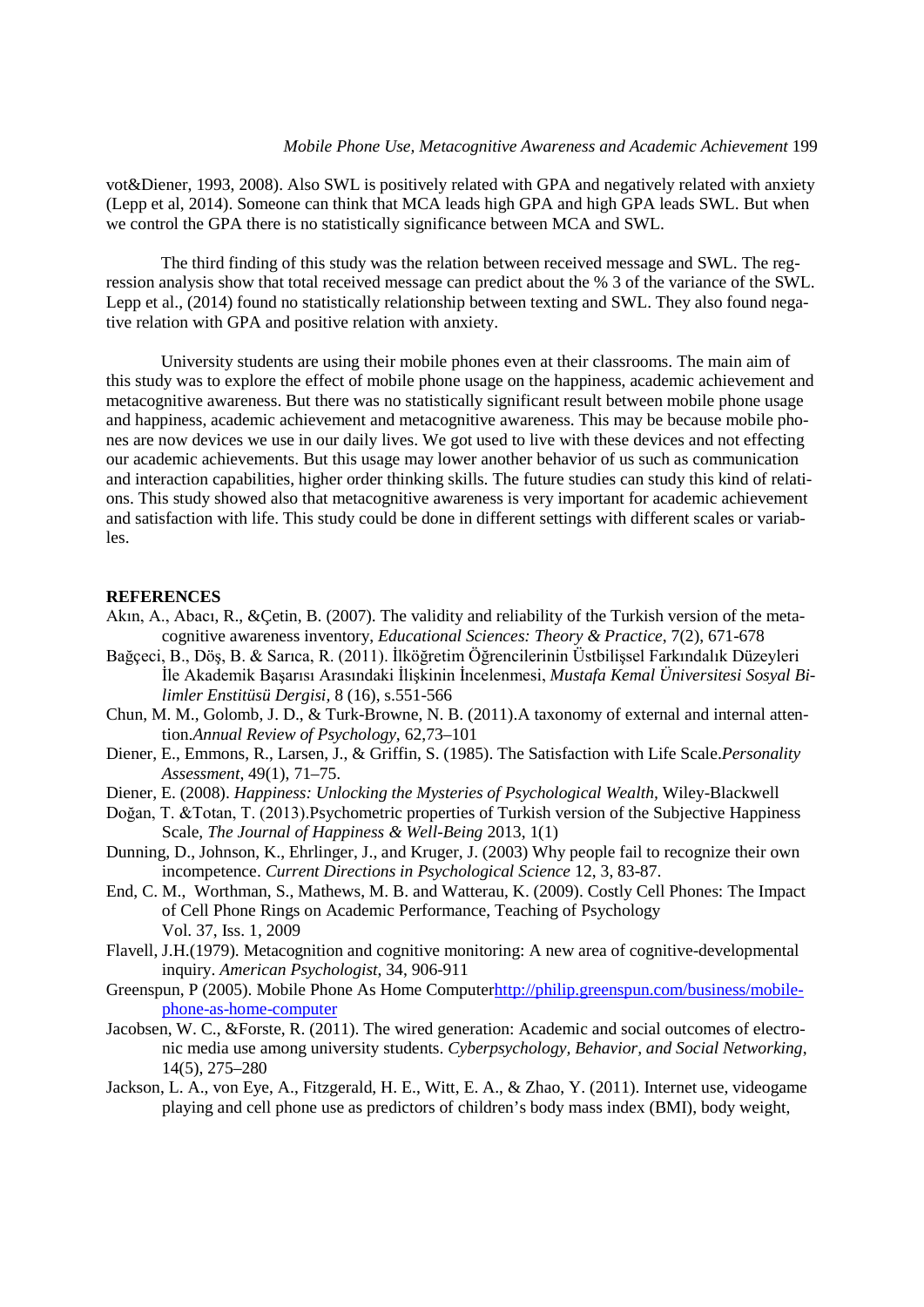vot&Diener, 1993, 2008). Also SWL is positively related with GPA and negatively related with anxiety (Lepp et al, 2014). Someone can think that MCA leads high GPA and high GPA leads SWL. But when we control the GPA there is no statistically significance between MCA and SWL.

The third finding of this study was the relation between received message and SWL. The regression analysis show that total received message can predict about the % 3 of the variance of the SWL. Lepp et al., (2014) found no statistically relationship between texting and SWL. They also found negative relation with GPA and positive relation with anxiety.

University students are using their mobile phones even at their classrooms. The main aim of this study was to explore the effect of mobile phone usage on the happiness, academic achievement and metacognitive awareness. But there was no statistically significant result between mobile phone usage and happiness, academic achievement and metacognitive awareness. This may be because mobile phones are now devices we use in our daily lives. We got used to live with these devices and not effecting our academic achievements. But this usage may lower another behavior of us such as communication and interaction capabilities, higher order thinking skills. The future studies can study this kind of relations. This study showed also that metacognitive awareness is very important for academic achievement and satisfaction with life. This study could be done in different settings with different scales or variables.

**REFERENCES**

Akın, A., Abacı, R., &Çetin, B. (2007). The validity and reliability of the Turkish version of the metacognitive awareness inventory, *Educational Sciences: Theory & Practice*, 7(2), 671-678

Bağçeci, B., Döş, B. & Sarıca, R. (2011). İlköğretim Öğrencilerinin Üstbilişsel Farkındalık Düzeyleri İle Akademik Başarısı Arasındaki İlişkinin İncelenmesi, *Mustafa Kemal Üniversitesi Sosyal Bilimler Enstitüsü Dergisi*, 8 (16), s.551-566

Chun, M. M., Golomb, J. D., & Turk-Browne, N. B. (2011).A taxonomy of external and internal attention.*Annual Review of Psychology*, 62,73–101

Diener, E., Emmons, R., Larsen, J., & Griffin, S. (1985). The Satisfaction with Life Scale.*Personality Assessment*, 49(1), 71–75.

Diener, E. (2008). *Happiness: Unlocking the Mysteries of Psychological Wealth*, Wiley-Blackwell

Doğan, T. &Totan, T. (2013).Psychometric properties of Turkish version of the Subjective Happiness Scale, *The Journal of Happiness & Well-Being* 2013, 1(1)

Dunning, D., Johnson, K., Ehrlinger, J., and Kruger, J. (2003) Why people fail to recognize their own incompetence. *Current Directions in Psychological Science* 12, 3, 83-87.

End, C. M., Worthman, S., Mathews, M. B. and Watterau, K. (2009). Costly Cell Phones: The Impact of Cell Phone Rings on Academic Performance, Teaching of Psychology Vol. 37, Iss. 1, 2009

Flavell, J.H.(1979). Metacognition and cognitive monitoring: A new area of cognitive-developmental inquiry. *American Psychologist*, 34, 906-911

Greenspun, P (2005). Mobile Phone As Home Computerhttp://philip.greenspun.com/business/mobile-phone-as-home-computer

Jacobsen, W. C., &Forste, R. (2011). The wired generation: Academic and social outcomes of electronic media use among university students. *Cyberpsychology, Behavior, and Social Networking*, 14(5), 275–280

Jackson, L. A., von Eye, A., Fitzgerald, H. E., Witt, E. A., & Zhao, Y. (2011). Internet use, videogame playing and cell phone use as predictors of children's body mass index (BMI), body weight,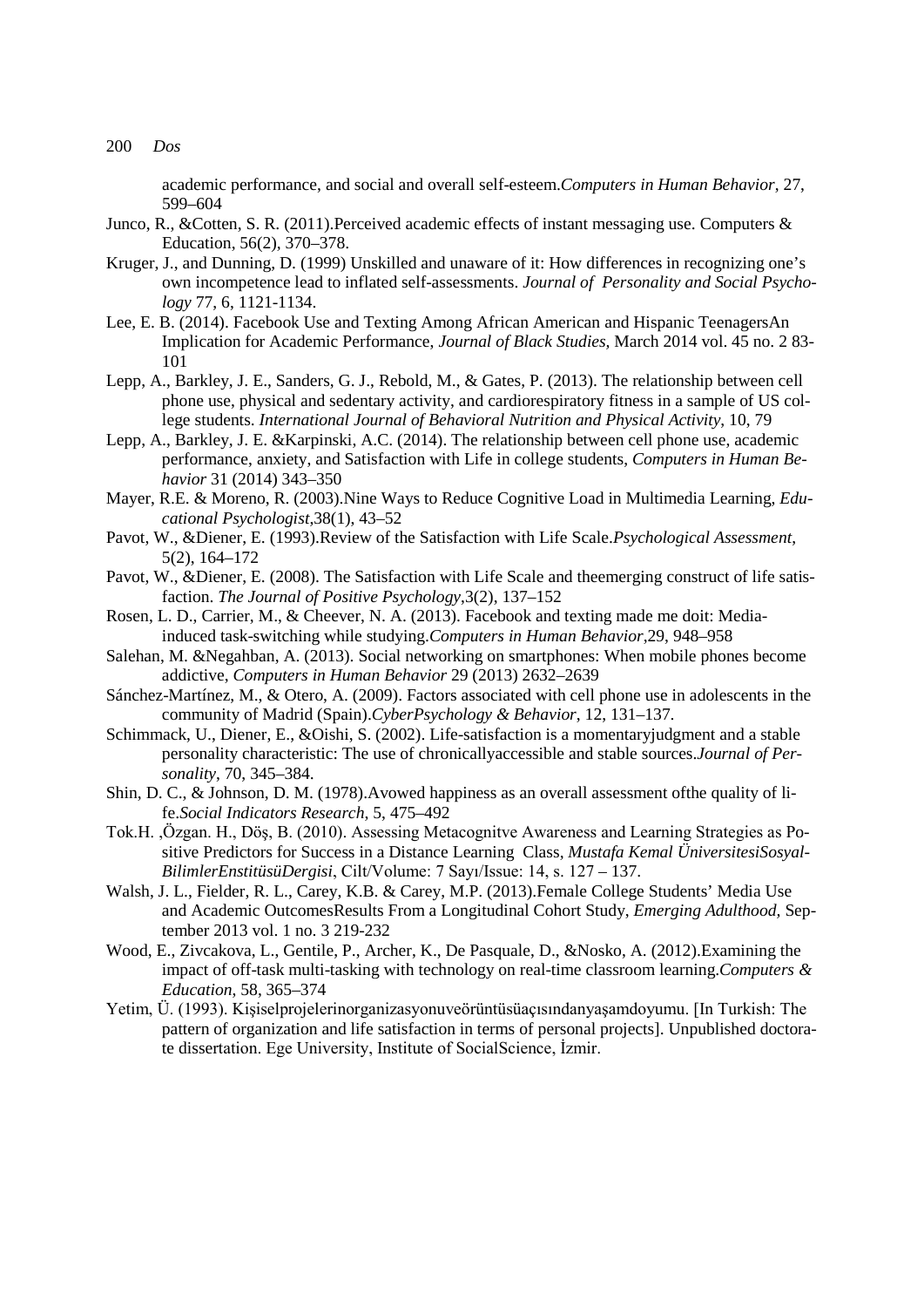academic performance, and social and overall self-esteem.*Computers in Human Behavior*, 27, 599–604

Junco, R., &Cotten, S. R. (2011).Perceived academic effects of instant messaging use. Computers & Education, 56(2), 370–378.

Kruger, J., and Dunning, D. (1999) Unskilled and unaware of it: How differences in recognizing one's own incompetence lead to inflated self-assessments. *Journal of Personality and Social Psychology* 77, 6, 1121-1134.

Lee, E. B. (2014). Facebook Use and Texting Among African American and Hispanic TeenagersAn Implication for Academic Performance, *Journal of Black Studies*, March 2014 vol. 45 no. 2 83-101

Lepp, A., Barkley, J. E., Sanders, G. J., Rebold, M., & Gates, P. (2013). The relationship between cell phone use, physical and sedentary activity, and cardiorespiratory fitness in a sample of US college students. *International Journal of Behavioral Nutrition and Physical Activity*, 10, 79

Lepp, A., Barkley, J. E. &Karpinski, A.C. (2014). The relationship between cell phone use, academic performance, anxiety, and Satisfaction with Life in college students, *Computers in Human Behavior* 31 (2014) 343–350

Mayer, R.E. & Moreno, R. (2003).Nine Ways to Reduce Cognitive Load in Multimedia Learning, *Educational Psychologist*,38(1), 43–52

Pavot, W., &Diener, E. (1993).Review of the Satisfaction with Life Scale.*Psychological Assessment*, 5(2), 164–172

Pavot, W., &Diener, E. (2008). The Satisfaction with Life Scale and theemerging construct of life satisfaction. *The Journal of Positive Psychology*,3(2), 137–152

Rosen, L. D., Carrier, M., & Cheever, N. A. (2013). Facebook and texting made me doit: Media-induced task-switching while studying.*Computers in Human Behavior*,29, 948–958

Salehan, M. &Negahban, A. (2013). Social networking on smartphones: When mobile phones become addictive, *Computers in Human Behavior* 29 (2013) 2632–2639

Sánchez-Martínez, M., & Otero, A. (2009). Factors associated with cell phone use in adolescents in the community of Madrid (Spain).*CyberPsychology & Behavior*, 12, 131–137.

Schimmack, U., Diener, E., &Oishi, S. (2002). Life-satisfaction is a momentaryjudgment and a stable personality characteristic: The use of chronicallyaccessible and stable sources.*Journal of Personality*, 70, 345–384.

Shin, D. C., & Johnson, D. M. (1978).Avowed happiness as an overall assessment ofthe quality of life.*Social Indicators Research*, 5, 475–492

Tok.H. ,Özgan. H., Döş, B. (2010). Assessing Metacognitve Awareness and Learning Strategies as Positive Predictors for Success in a Distance Learning Class, *Mustafa Kemal ÜniversitesiSosyalBilimlerEnstitüsüDergisi*, Cilt/Volume: 7 Sayı/Issue: 14, s. 127 – 137.

Walsh, J. L., Fielder, R. L., Carey, K.B. & Carey, M.P. (2013).Female College Students' Media Use and Academic OutcomesResults From a Longitudinal Cohort Study, *Emerging Adulthood*, September 2013 vol. 1 no. 3 219-232

Wood, E., Zivcakova, L., Gentile, P., Archer, K., De Pasquale, D., &Nosko, A. (2012).Examining the impact of off-task multi-tasking with technology on real-time classroom learning.*Computers & Education*, 58, 365–374

Yetim, Ü. (1993). Kişiselprojelerinorganizasyonuveörüntüsüaçısındanyaşamdoyumu. [In Turkish: The pattern of organization and life satisfaction in terms of personal projects]. Unpublished doctorate dissertation. Ege University, Institute of SocialScience, İzmir.